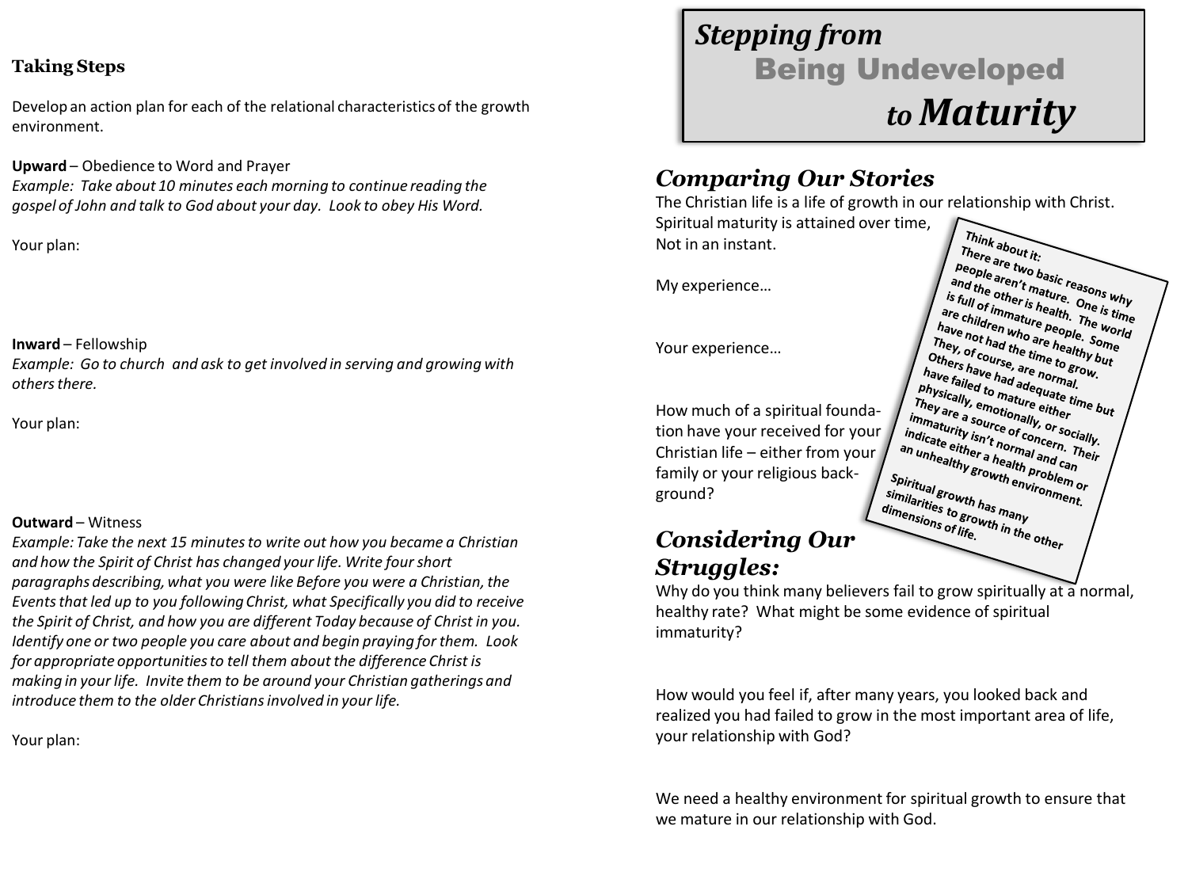## Taking Steps

Develop an action plan for each of the relational characteristics of the growth environment.

**Upward** – Obedience to Word and Prayer
*Example: Take about 10 minutes each morning to continue reading the gospel of John and talk to God about your day. Look to obey His Word.*

Your plan:

**Inward** – Fellowship
*Example: Go to church and ask to get involved in serving and growing with others there.*

Your plan:

**Outward** – Witness
*Example: Take the next 15 minutes to write out how you became a Christian and how the Spirit of Christ has changed your life. Write four short paragraphs describing, what you were like Before you were a Christian, the Events that led up to you following Christ, what Specifically you did to receive the Spirit of Christ, and how you are different Today because of Christ in you. Identify one or two people you care about and begin praying for them. Look for appropriate opportunities to tell them about the difference Christ is making in your life. Invite them to be around your Christian gatherings and introduce them to the older Christians involved in your life.*

Your plan:

# *Stepping from* Being Undeveloped *to Maturity*

## *Comparing Our Stories*

The Christian life is a life of growth in our relationship with Christ. Spiritual maturity is attained over time, Not in an instant.

My experience…

Your experience…

How much of a spiritual foundation have your received for your Christian life – either from your family or your religious background?

> **Think about it:**
> **There are two basic reasons why people aren't mature. One is time and the other is health. The world is full of immature people. Some are children who are healthy but have not had the time to grow. They, of course, are normal. Others have had adequate time but have failed to mature either physically, emotionally, or socially. They are a source of concern. Their immaturity isn't normal and can indicate either a health problem or an unhealthy growth environment.**
>
> **Spiritual growth has many similarities to growth in the other dimensions of life.**

## *Considering Our Struggles:*

Why do you think many believers fail to grow spiritually at a normal, healthy rate? What might be some evidence of spiritual immaturity?

How would you feel if, after many years, you looked back and realized you had failed to grow in the most important area of life, your relationship with God?

We need a healthy environment for spiritual growth to ensure that we mature in our relationship with God.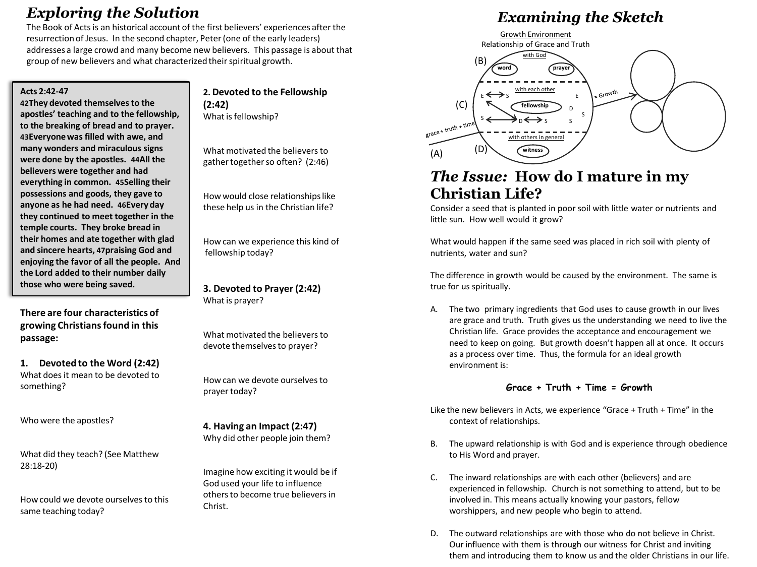## *Exploring the Solution*

The Book of Acts is an historical account of the first believers' experiences after the resurrection of Jesus. In the second chapter, Peter (one of the early leaders) addresses a large crowd and many become new believers. This passage is about that group of new believers and what characterized their spiritual growth.

> **Acts 2:42-47**
> **42They devoted themselves to the apostles' teaching and to the fellowship, to the breaking of bread and to prayer. 43Everyone was filled with awe, and many wonders and miraculous signs were done by the apostles. 44All the believers were together and had everything in common. 45Selling their possessions and goods, they gave to anyone as he had need. 46Every day they continued to meet together in the temple courts. They broke bread in their homes and ate together with glad and sincere hearts, 47praising God and enjoying the favor of all the people. And the Lord added to their number daily those who were being saved.**

**There are four characteristics of growing Christians found in this passage:**

**1. Devoted to the Word (2:42)**

What does it mean to be devoted to something?

Who were the apostles?

What did they teach? (See Matthew 28:18-20)

How could we devote ourselves to this same teaching today?

**2. Devoted to the Fellowship (2:42)**

What is fellowship?

What motivated the believers to gather together so often? (2:46)

How would close relationships like these help us in the Christian life?

How can we experience this kind of fellowship today?

**3. Devoted to Prayer (2:42)**

What is prayer?

What motivated the believers to devote themselves to prayer?

How can we devote ourselves to prayer today?

**4. Having an Impact (2:47)**

Why did other people join them?

Imagine how exciting it would be if God used your life to influence others to become true believers in Christ.

## *Examining the Sketch*

Growth Environment
Relationship of Grace and Truth

(B) with God: word, prayer
(C) with each other: fellowship; E, S, D
(D) with others in general: witness
(A) grace + truth + time
= Growth

## ***The Issue:* How do I mature in my Christian Life?**

Consider a seed that is planted in poor soil with little water or nutrients and little sun. How well would it grow?

What would happen if the same seed was placed in rich soil with plenty of nutrients, water and sun?

The difference in growth would be caused by the environment. The same is true for us spiritually.

A. The two primary ingredients that God uses to cause growth in our lives are grace and truth. Truth gives us the understanding we need to live the Christian life. Grace provides the acceptance and encouragement we need to keep on going. But growth doesn't happen all at once. It occurs as a process over time. Thus, the formula for an ideal growth environment is:

**Grace + Truth + Time = Growth**

Like the new believers in Acts, we experience "Grace + Truth + Time" in the context of relationships.

B. The upward relationship is with God and is experience through obedience to His Word and prayer.

C. The inward relationships are with each other (believers) and are experienced in fellowship. Church is not something to attend, but to be involved in. This means actually knowing your pastors, fellow worshippers, and new people who begin to attend.

D. The outward relationships are with those who do not believe in Christ. Our influence with them is through our witness for Christ and inviting them and introducing them to know us and the older Christians in our life.